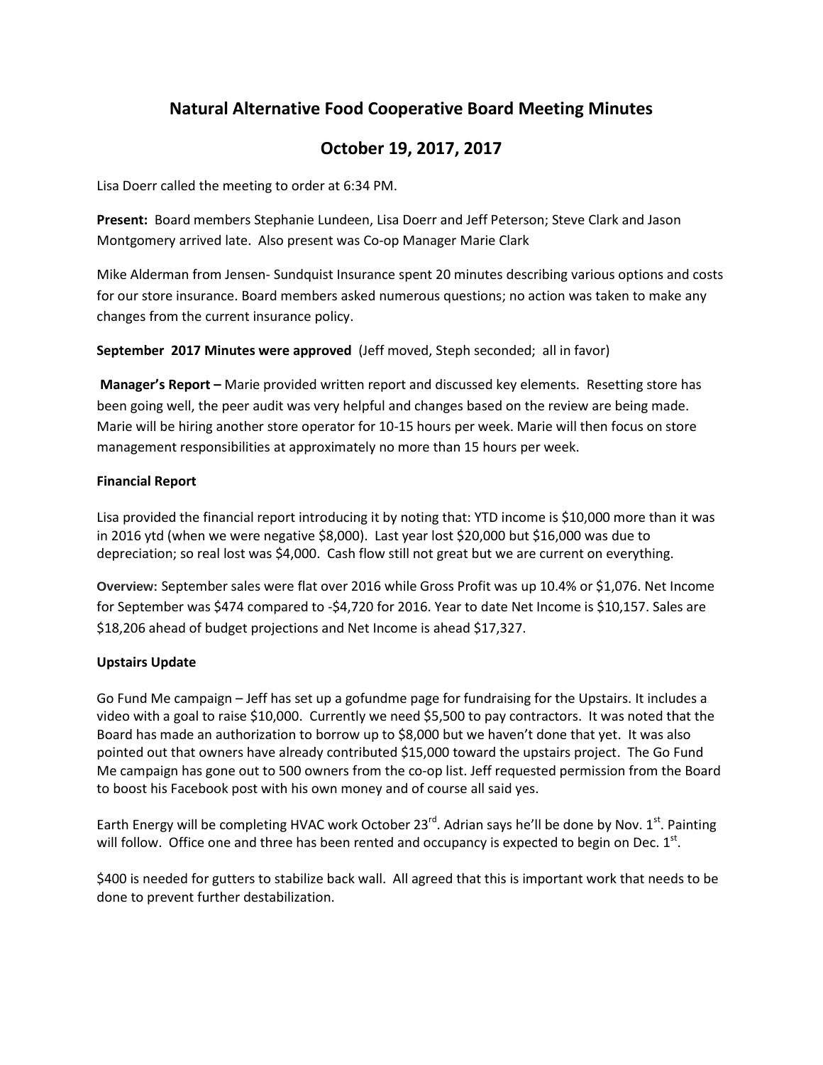# Natural Alternative Food Cooperative Board Meeting Minutes

## October 19, 2017, 2017

Lisa Doerr called the meeting to order at 6:34 PM.

**Present:** Board members Stephanie Lundeen, Lisa Doerr and Jeff Peterson; Steve Clark and Jason Montgomery arrived late. Also present was Co-op Manager Marie Clark

Mike Alderman from Jensen- Sundquist Insurance spent 20 minutes describing various options and costs for our store insurance. Board members asked numerous questions; no action was taken to make any changes from the current insurance policy.

**September 2017 Minutes were approved** (Jeff moved, Steph seconded; all in favor)

**Manager's Report –** Marie provided written report and discussed key elements. Resetting store has been going well, the peer audit was very helpful and changes based on the review are being made. Marie will be hiring another store operator for 10-15 hours per week. Marie will then focus on store management responsibilities at approximately no more than 15 hours per week.

**Financial Report**

Lisa provided the financial report introducing it by noting that: YTD income is $10,000 more than it was in 2016 ytd (when we were negative $8,000). Last year lost $20,000 but $16,000 was due to depreciation; so real lost was $4,000. Cash flow still not great but we are current on everything.

**Overview:** September sales were flat over 2016 while Gross Profit was up 10.4% or $1,076. Net Income for September was $474 compared to -$4,720 for 2016. Year to date Net Income is $10,157. Sales are $18,206 ahead of budget projections and Net Income is ahead $17,327.

**Upstairs Update**

Go Fund Me campaign – Jeff has set up a gofundme page for fundraising for the Upstairs. It includes a video with a goal to raise $10,000. Currently we need $5,500 to pay contractors. It was noted that the Board has made an authorization to borrow up to $8,000 but we haven't done that yet. It was also pointed out that owners have already contributed $15,000 toward the upstairs project. The Go Fund Me campaign has gone out to 500 owners from the co-op list. Jeff requested permission from the Board to boost his Facebook post with his own money and of course all said yes.

Earth Energy will be completing HVAC work October 23rd. Adrian says he'll be done by Nov. 1st. Painting will follow. Office one and three has been rented and occupancy is expected to begin on Dec. 1st.

$400 is needed for gutters to stabilize back wall. All agreed that this is important work that needs to be done to prevent further destabilization.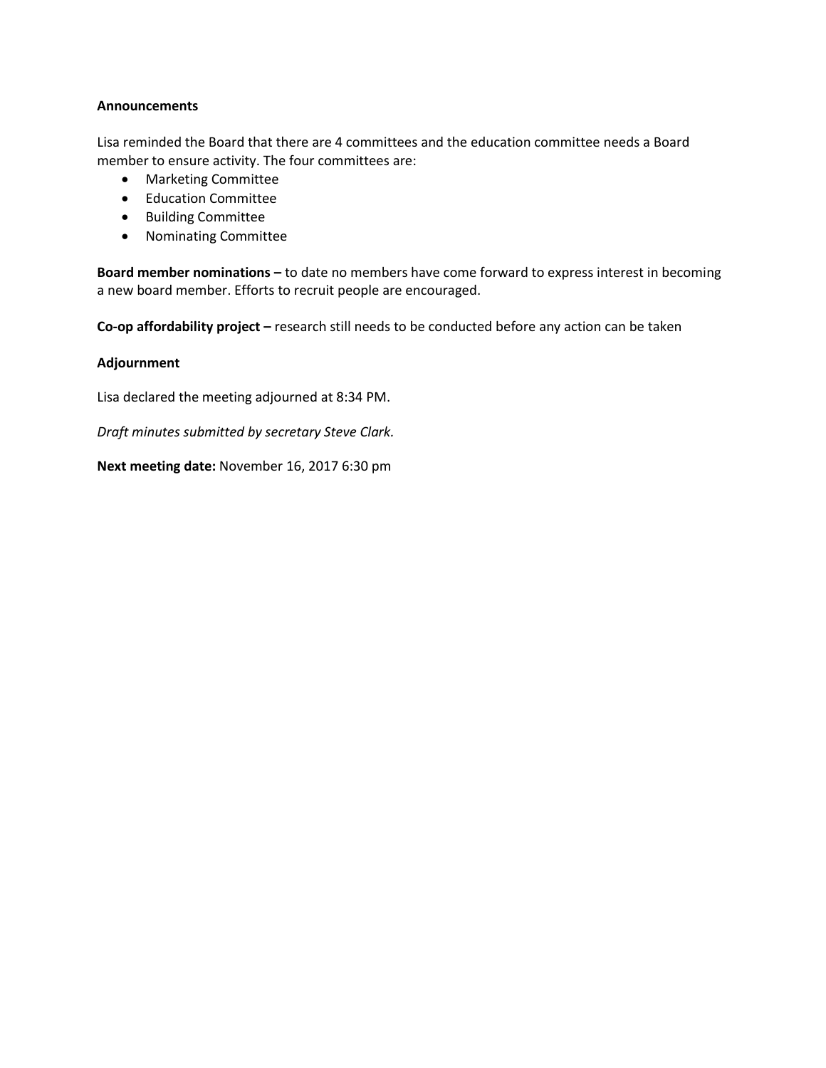**Announcements**

Lisa reminded the Board that there are 4 committees and the education committee needs a Board member to ensure activity. The four committees are:

- Marketing Committee
- Education Committee
- Building Committee
- Nominating Committee

**Board member nominations –** to date no members have come forward to express interest in becoming a new board member. Efforts to recruit people are encouraged.

**Co-op affordability project –** research still needs to be conducted before any action can be taken

**Adjournment**

Lisa declared the meeting adjourned at 8:34 PM.

*Draft minutes submitted by secretary Steve Clark.*

**Next meeting date:** November 16, 2017 6:30 pm